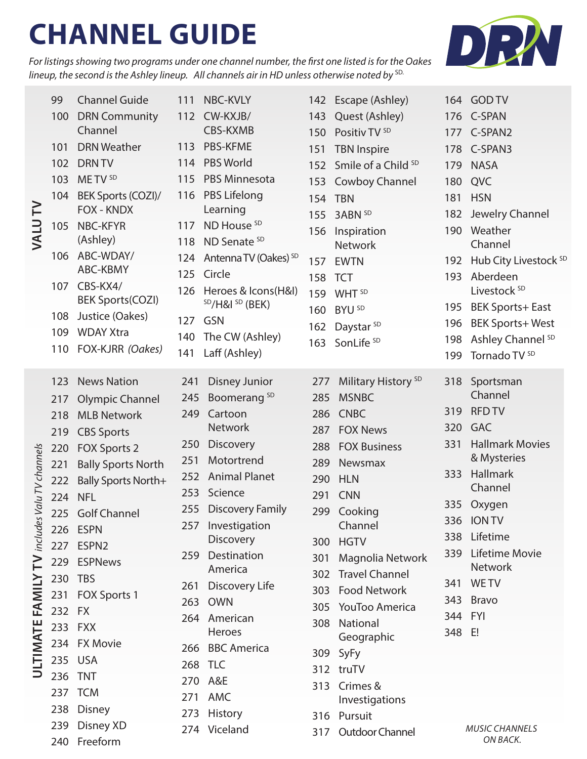# CHANNEL GUIDE

DRN

*For listings showing two programs under one channel number, the first one listed is for the Oakes lineup, the second is the Ashley lineup. All channels air in HD unless otherwise noted by SD.*

## VALU TV

- 99 Channel Guide
- 100 DRN Community Channel
- 101 DRN Weather
- 102 DRN TV
- 103 ME TV SD
- 104 BEK Sports (COZI)/ FOX - KNDX
- 105 NBC-KFYR (Ashley)
- 106 ABC-WDAY/ ABC-KBMY
- 107 CBS-KX4/ BEK Sports(COZI)
- 108 Justice (Oakes)
- 109 WDAY Xtra
- 110 FOX-KJRR *(Oakes)*
- 111 NBC-KVLY
- 112 CW-KXJB/ CBS-KXMB
- 113 PBS-KFME
- 114 PBS World
- 115 PBS Minnesota
- 116 PBS Lifelong Learning
- 117 ND House SD
- 118 ND Senate SD
- 124 Antenna TV (Oakes) SD
- 125 Circle
- 126 Heroes & Icons(H&I) SD/H&I SD (BEK)
- 127 GSN
- 140 The CW (Ashley)
- 141 Laff (Ashley)
- 142 Escape (Ashley)
- 143 Quest (Ashley)
- 150 Positiv TV SD
- 151 TBN Inspire
- 152 Smile of a Child SD
- 153 Cowboy Channel
- 154 TBN
- 155 3ABN SD
- 156 Inspiration Network
- 157 EWTN
- 158 TCT
- 159 WHT SD
- 160 BYU SD
- 162 Daystar SD
- 163 SonLife SD
- 164 GOD TV
- 176 C-SPAN
- 177 C-SPAN2
- 178 C-SPAN3
- 179 NASA
- 180 QVC
- 181 HSN
- 182 Jewelry Channel
- 190 Weather Channel
- 192 Hub City Livestock SD
- 193 Aberdeen Livestock SD
- 195 BEK Sports+ East
- 196 BEK Sports+ West
- 198 Ashley Channel SD
- 199 Tornado TV SD

## ULTIMATE FAMILY TV *includes Valu TV channels*

- 123 News Nation
- 217 Olympic Channel
- 218 MLB Network
- 219 CBS Sports
- 220 FOX Sports 2
- 221 Bally Sports North
- 222 Bally Sports North+
- 224 NFL
- 225 Golf Channel
- 226 ESPN
- 227 ESPN2
- 229 ESPNews
- 230 TBS
- 231 FOX Sports 1
- 232 FX
- 233 FXX
- 234 FX Movie
- 235 USA
- 236 TNT
- 237 TCM
- 238 Disney
- 239 Disney XD
- 240 Freeform
- 241 Disney Junior
- 245 Boomerang SD
- 249 Cartoon Network
- 250 Discovery
- 251 Motortrend
- 252 Animal Planet
- 253 Science
- 255 Discovery Family
- 257 Investigation Discovery
- 259 Destination America
- 261 Discovery Life
- 263 OWN
- 264 American Heroes
- 266 BBC America
- 268 TLC
- 270 A&E
- 271 AMC
- 273 History
- 274 Viceland
- 277 Military History SD
- 285 MSNBC
- 286 CNBC
- 287 FOX News
- 288 FOX Business
- 289 Newsmax
- 290 HLN
- 291 CNN
- 299 Cooking Channel
- 300 HGTV
- 301 Magnolia Network
- 302 Travel Channel
- 303 Food Network
- 305 YouToo America
- 308 National Geographic
- 309 SyFy
- 312 truTV
- 313 Crimes & Investigations
- 316 Pursuit
- 317 Outdoor Channel
- 318 Sportsman Channel
- 319 RFD TV
- 320 GAC
- 331 Hallmark Movies & Mysteries
- 333 Hallmark Channel
- 335 Oxygen
- 336 ION TV
- 338 Lifetime
- 339 Lifetime Movie Network
- 341 WE TV
- 343 Bravo
- 344 FYI
- 348 E!

*MUSIC CHANNELS ON BACK.*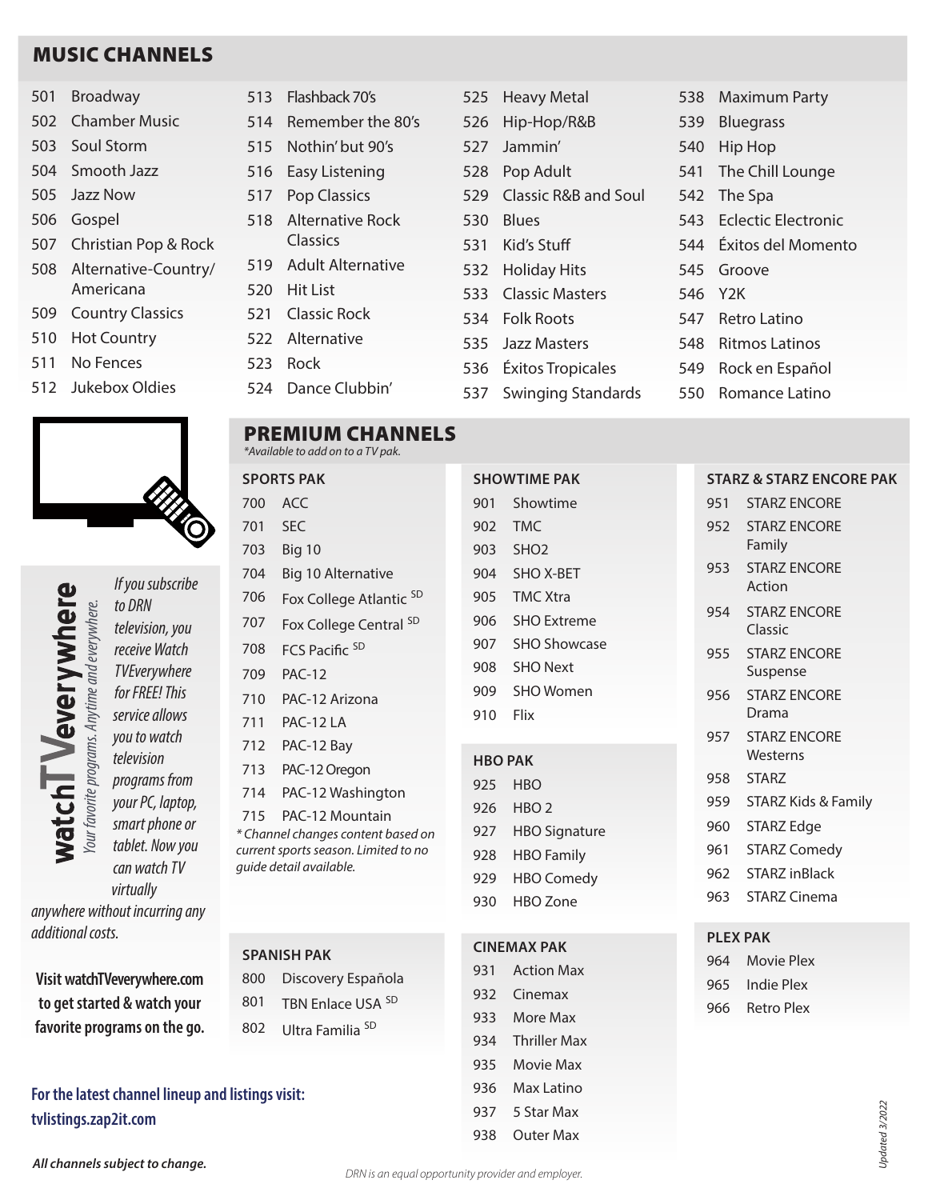## MUSIC CHANNELS

501 Broadway
502 Chamber Music
503 Soul Storm
504 Smooth Jazz
505 Jazz Now
506 Gospel
507 Christian Pop & Rock
508 Alternative-Country/ Americana
509 Country Classics
510 Hot Country
511 No Fences
512 Jukebox Oldies
513 Flashback 70's
514 Remember the 80's
515 Nothin' but 90's
516 Easy Listening
517 Pop Classics
518 Alternative Rock Classics
519 Adult Alternative
520 Hit List
521 Classic Rock
522 Alternative
523 Rock
524 Dance Clubbin'
525 Heavy Metal
526 Hip-Hop/R&B
527 Jammin'
528 Pop Adult
529 Classic R&B and Soul
530 Blues
531 Kid's Stuff
532 Holiday Hits
533 Classic Masters
534 Folk Roots
535 Jazz Masters
536 Éxitos Tropicales
537 Swinging Standards
538 Maximum Party
539 Bluegrass
540 Hip Hop
541 The Chill Lounge
542 The Spa
543 Eclectic Electronic
544 Éxitos del Momento
545 Groove
546 Y2K
547 Retro Latino
548 Ritmos Latinos
549 Rock en Español
550 Romance Latino

**watchTVeverywhere**

*Your favorite programs. Anytime and everywhere.*

*If you subscribe to DRN television, you receive Watch TVEverywhere for FREE! This service allows you to watch television programs from your PC, laptop, smart phone or tablet. Now you can watch TV virtually anywhere without incurring any additional costs.*

**Visit watchTVeverywhere.com to get started & watch your favorite programs on the go.**

## PREMIUM CHANNELS

*\*Available to add on to a TV pak.*

### SPORTS PAK

700 ACC
701 SEC
703 Big 10
704 Big 10 Alternative
706 Fox College Atlantic SD
707 Fox College Central SD
708 FCS Pacific SD
709 PAC-12
710 PAC-12 Arizona
711 PAC-12 LA
712 PAC-12 Bay
713 PAC-12 Oregon
714 PAC-12 Washington
715 PAC-12 Mountain

*\* Channel changes content based on current sports season. Limited to no guide detail available.*

### SPANISH PAK

800 Discovery Española
801 TBN Enlace USA SD
802 Ultra Familia SD

### SHOWTIME PAK

901 Showtime
902 TMC
903 SHO2
904 SHO X-BET
905 TMC Xtra
906 SHO Extreme
907 SHO Showcase
908 SHO Next
909 SHO Women
910 Flix

### HBO PAK

925 HBO
926 HBO 2
927 HBO Signature
928 HBO Family
929 HBO Comedy
930 HBO Zone

### CINEMAX PAK

931 Action Max
932 Cinemax
933 More Max
934 Thriller Max
935 Movie Max
936 Max Latino
937 5 Star Max
938 Outer Max

### STARZ & STARZ ENCORE PAK

951 STARZ ENCORE
952 STARZ ENCORE Family
953 STARZ ENCORE Action
954 STARZ ENCORE Classic
955 STARZ ENCORE Suspense
956 STARZ ENCORE Drama
957 STARZ ENCORE Westerns
958 STARZ
959 STARZ Kids & Family
960 STARZ Edge
961 STARZ Comedy
962 STARZ inBlack
963 STARZ Cinema

### PLEX PAK

964 Movie Plex
965 Indie Plex
966 Retro Plex

**For the latest channel lineup and listings visit: tvlistings.zap2it.com**

***All channels subject to change.***

*DRN is an equal opportunity provider and employer.*

*Updated 3/2022*